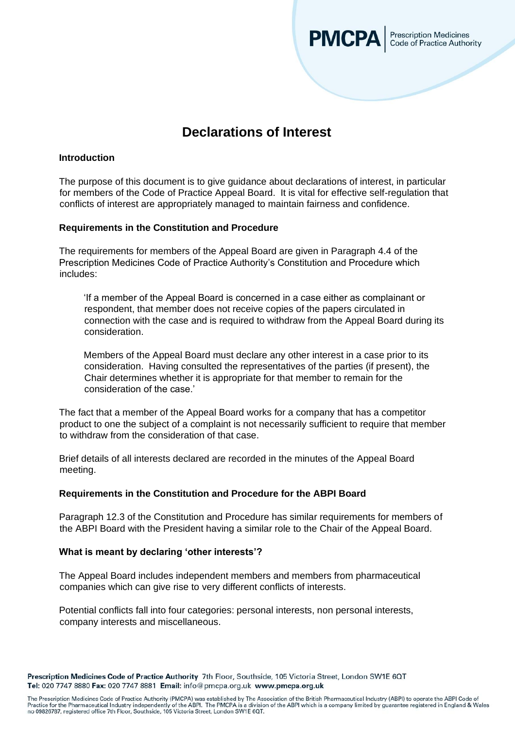# Declarations of Interest

### Introduction

The purpose of this document is to give guidance about declarations of interest, in particular for members of the Code of Practice Appeal Board. It is vital for effective self-regulation that conflicts of interest are appropriately managed to maintain fairness and confidence.

### Requirements in the Constitution and Procedure

The requirements for members of the Appeal Board are given in Paragraph 4.4 of the Prescription Medicines Code of Practice Authority's Constitution and Procedure which includes:

> 'If a member of the Appeal Board is concerned in a case either as complainant or respondent, that member does not receive copies of the papers circulated in connection with the case and is required to withdraw from the Appeal Board during its consideration.
>
> Members of the Appeal Board must declare any other interest in a case prior to its consideration. Having consulted the representatives of the parties (if present), the Chair determines whether it is appropriate for that member to remain for the consideration of the case.'

The fact that a member of the Appeal Board works for a company that has a competitor product to one the subject of a complaint is not necessarily sufficient to require that member to withdraw from the consideration of that case.

Brief details of all interests declared are recorded in the minutes of the Appeal Board meeting.

### Requirements in the Constitution and Procedure for the ABPI Board

Paragraph 12.3 of the Constitution and Procedure has similar requirements for members of the ABPI Board with the President having a similar role to the Chair of the Appeal Board.

### What is meant by declaring 'other interests'?

The Appeal Board includes independent members and members from pharmaceutical companies which can give rise to very different conflicts of interests.

Potential conflicts fall into four categories: personal interests, non personal interests, company interests and miscellaneous.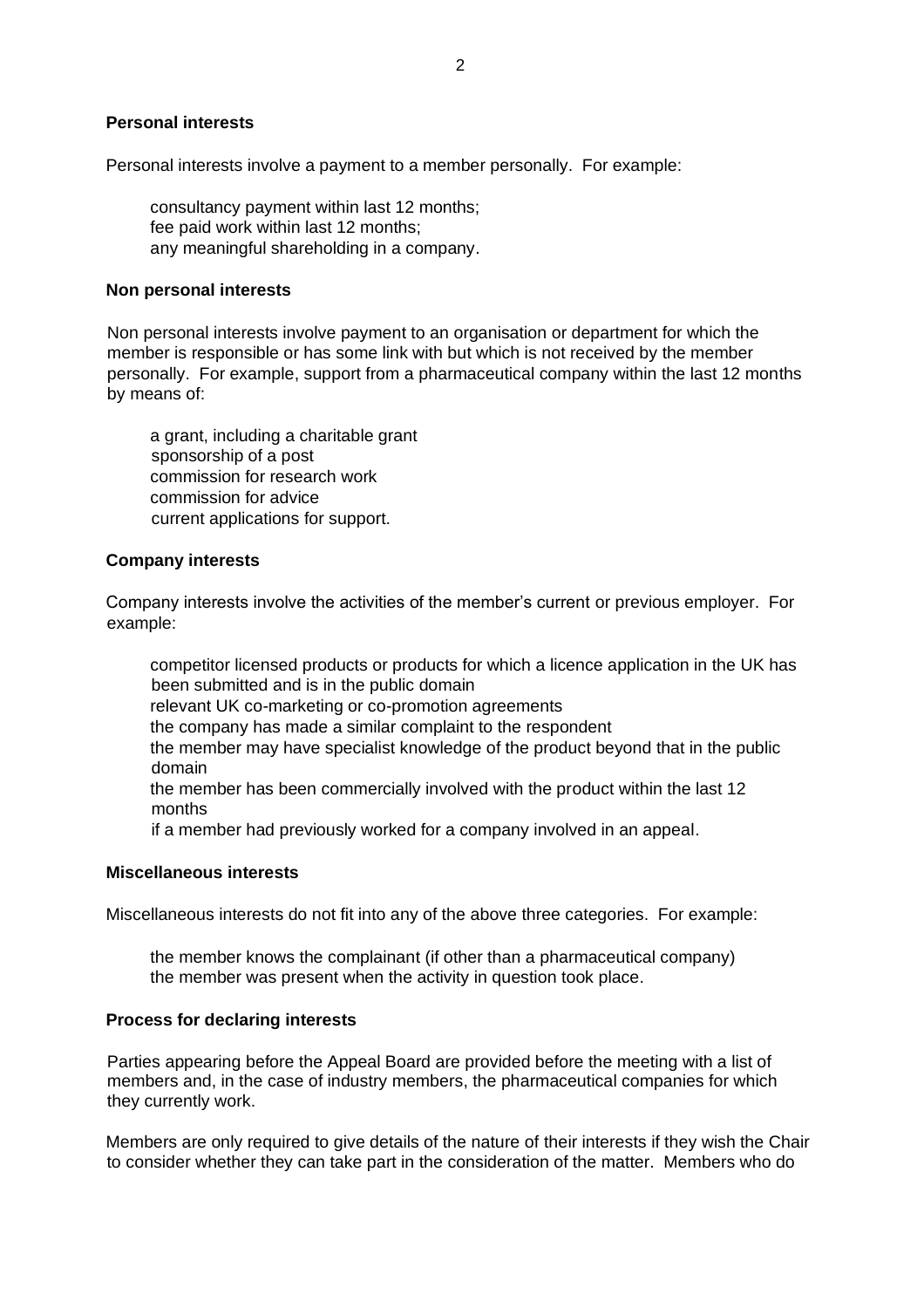**Personal interests**

Personal interests involve a payment to a member personally. For example:

- consultancy payment within last 12 months;
- fee paid work within last 12 months;
- any meaningful shareholding in a company.

**Non personal interests**

Non personal interests involve payment to an organisation or department for which the member is responsible or has some link with but which is not received by the member personally. For example, support from a pharmaceutical company within the last 12 months by means of:

- a grant, including a charitable grant
- sponsorship of a post
- commission for research work
- commission for advice
- current applications for support.

**Company interests**

Company interests involve the activities of the member's current or previous employer. For example:

- competitor licensed products or products for which a licence application in the UK has been submitted and is in the public domain
- relevant UK co-marketing or co-promotion agreements
- the company has made a similar complaint to the respondent
- the member may have specialist knowledge of the product beyond that in the public domain
- the member has been commercially involved with the product within the last 12 months
- if a member had previously worked for a company involved in an appeal.

**Miscellaneous interests**

Miscellaneous interests do not fit into any of the above three categories. For example:

- the member knows the complainant (if other than a pharmaceutical company)
- the member was present when the activity in question took place.

**Process for declaring interests**

Parties appearing before the Appeal Board are provided before the meeting with a list of members and, in the case of industry members, the pharmaceutical companies for which they currently work.

Members are only required to give details of the nature of their interests if they wish the Chair to consider whether they can take part in the consideration of the matter. Members who do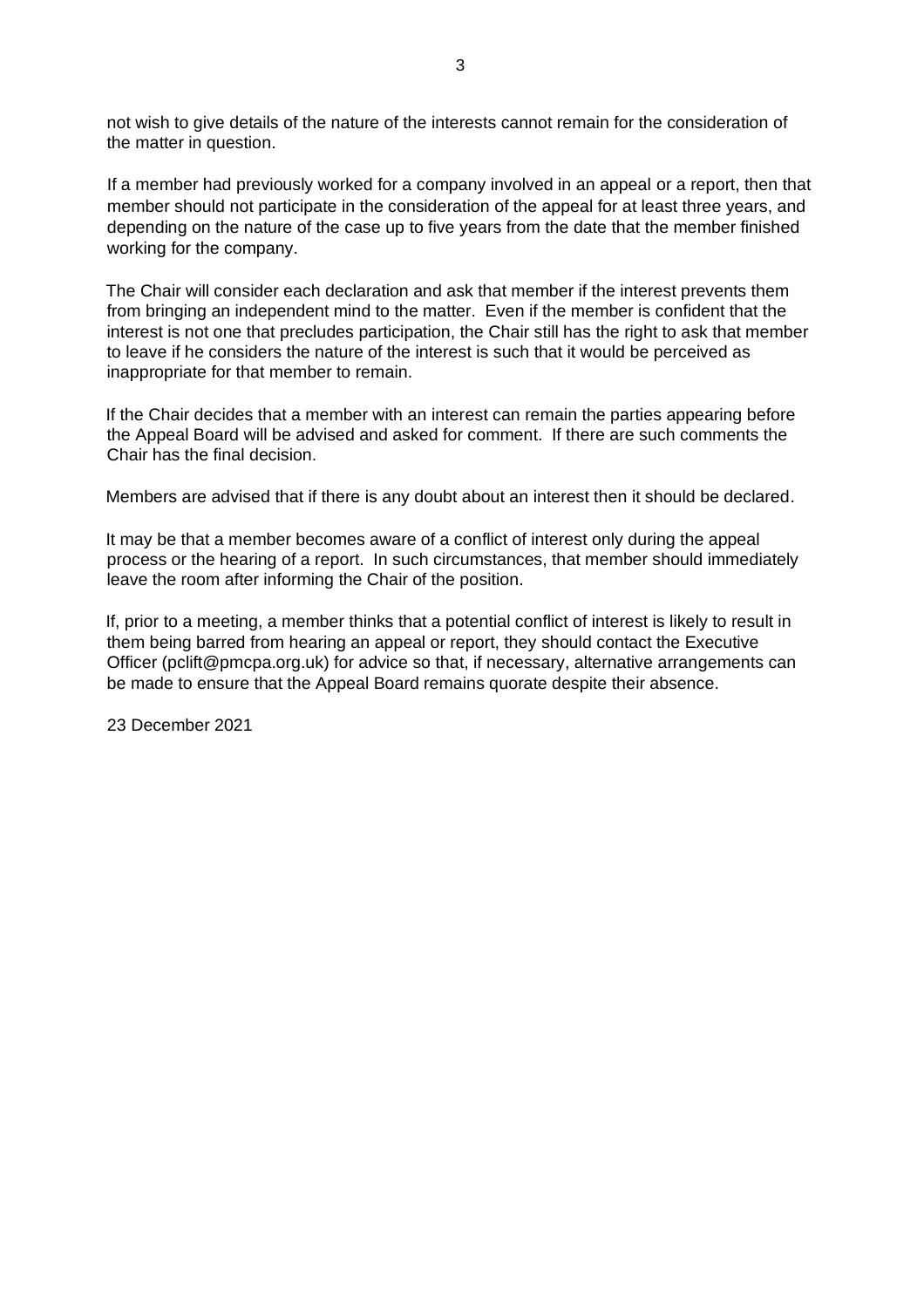not wish to give details of the nature of the interests cannot remain for the consideration of the matter in question.

If a member had previously worked for a company involved in an appeal or a report, then that member should not participate in the consideration of the appeal for at least three years, and depending on the nature of the case up to five years from the date that the member finished working for the company.

The Chair will consider each declaration and ask that member if the interest prevents them from bringing an independent mind to the matter. Even if the member is confident that the interest is not one that precludes participation, the Chair still has the right to ask that member to leave if he considers the nature of the interest is such that it would be perceived as inappropriate for that member to remain.

If the Chair decides that a member with an interest can remain the parties appearing before the Appeal Board will be advised and asked for comment. If there are such comments the Chair has the final decision.

Members are advised that if there is any doubt about an interest then it should be declared.

It may be that a member becomes aware of a conflict of interest only during the appeal process or the hearing of a report. In such circumstances, that member should immediately leave the room after informing the Chair of the position.

If, prior to a meeting, a member thinks that a potential conflict of interest is likely to result in them being barred from hearing an appeal or report, they should contact the Executive Officer (pclift@pmcpa.org.uk) for advice so that, if necessary, alternative arrangements can be made to ensure that the Appeal Board remains quorate despite their absence.

23 December 2021